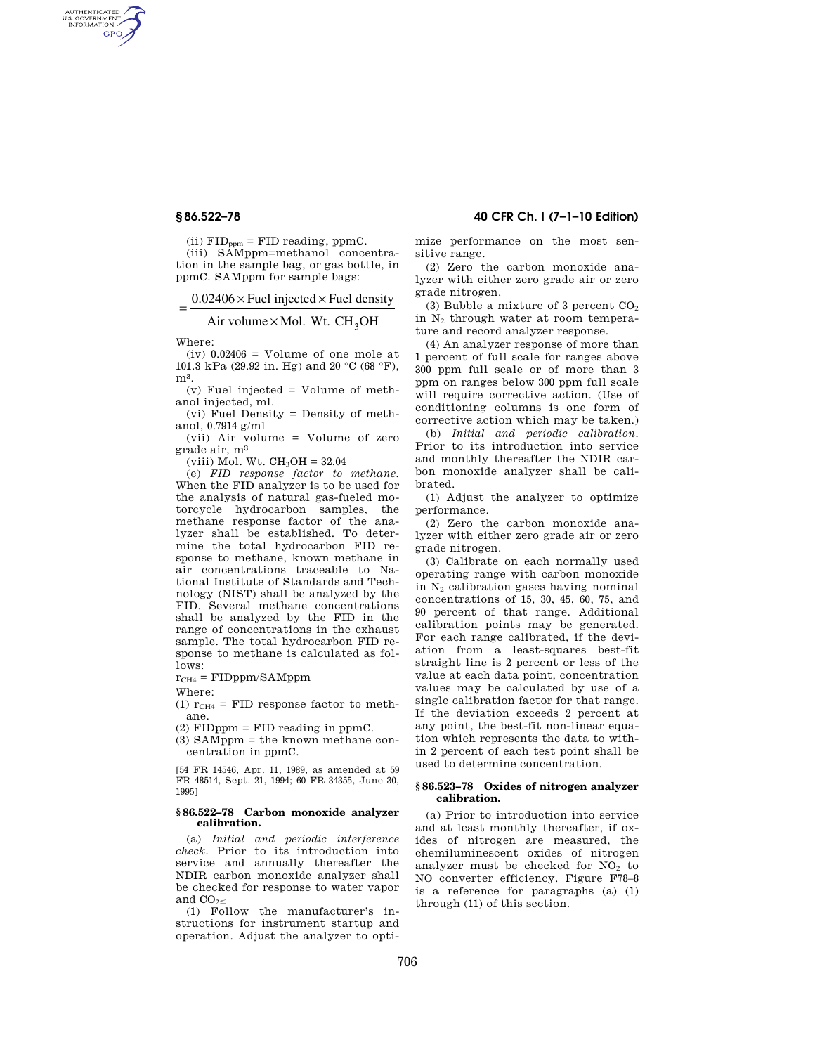(ii) $FID_{ppm}$ = FID reading, ppmC.

(iii) SAMppm=methanol concentration in the sample bag, or gas bottle, in ppmC. SAMppm for sample bags:

$$= \frac{0.02406 \times \text{Fuel injected} \times \text{Fuel density}}{\text{Air volume} \times \text{Mol. Wt. } CH_3OH}$$

Where:

(iv) 0.02406 = Volume of one mole at 101.3 kPa (29.92 in. Hg) and 20 °C (68 °F), m³.

(v) Fuel injected = Volume of methanol injected, ml.

(vi) Fuel Density = Density of methanol, 0.7914 g/ml

(vii) Air volume = Volume of zero grade air, m³

(viii) Mol. Wt. $CH_3OH$ = 32.04

(e) *FID response factor to methane.* When the FID analyzer is to be used for the analysis of natural gas-fueled motorcycle hydrocarbon samples, the methane response factor of the analyzer shall be established. To determine the total hydrocarbon FID response to methane, known methane in air concentrations traceable to National Institute of Standards and Technology (NIST) shall be analyzed by the FID. Several methane concentrations shall be analyzed by the FID in the range of concentrations in the exhaust sample. The total hydrocarbon FID response to methane is calculated as follows:

$r_{CH4}$ = FIDppm/SAMppm

Where:

(1) $r_{CH4}$ = FID response factor to methane.

(2) FIDppm = FID reading in ppmC.

(3) SAMppm = the known methane concentration in ppmC.

[54 FR 14546, Apr. 11, 1989, as amended at 59 FR 48514, Sept. 21, 1994; 60 FR 34355, June 30, 1995]

## § 86.522–78 Carbon monoxide analyzer calibration.

(a) *Initial and periodic interference check.* Prior to its introduction into service and annually thereafter the NDIR carbon monoxide analyzer shall be checked for response to water vapor and $CO_2$:

(1) Follow the manufacturer's instructions for instrument startup and operation. Adjust the analyzer to optimize performance on the most sensitive range.

(2) Zero the carbon monoxide analyzer with either zero grade air or zero grade nitrogen.

(3) Bubble a mixture of 3 percent $CO_2$ in $N_2$ through water at room temperature and record analyzer response.

(4) An analyzer response of more than 1 percent of full scale for ranges above 300 ppm full scale or of more than 3 ppm on ranges below 300 ppm full scale will require corrective action. (Use of conditioning columns is one form of corrective action which may be taken.)

(b) *Initial and periodic calibration.* Prior to its introduction into service and monthly thereafter the NDIR carbon monoxide analyzer shall be calibrated.

(1) Adjust the analyzer to optimize performance.

(2) Zero the carbon monoxide analyzer with either zero grade air or zero grade nitrogen.

(3) Calibrate on each normally used operating range with carbon monoxide in $N_2$ calibration gases having nominal concentrations of 15, 30, 45, 60, 75, and 90 percent of that range. Additional calibration points may be generated. For each range calibrated, if the deviation from a least-squares best-fit straight line is 2 percent or less of the value at each data point, concentration values may be calculated by use of a single calibration factor for that range. If the deviation exceeds 2 percent at any point, the best-fit non-linear equation which represents the data to within 2 percent of each test point shall be used to determine concentration.

## § 86.523–78 Oxides of nitrogen analyzer calibration.

(a) Prior to introduction into service and at least monthly thereafter, if oxides of nitrogen are measured, the chemiluminescent oxides of nitrogen analyzer must be checked for $NO_2$ to NO converter efficiency. Figure F78–8 is a reference for paragraphs (a) (1) through (11) of this section.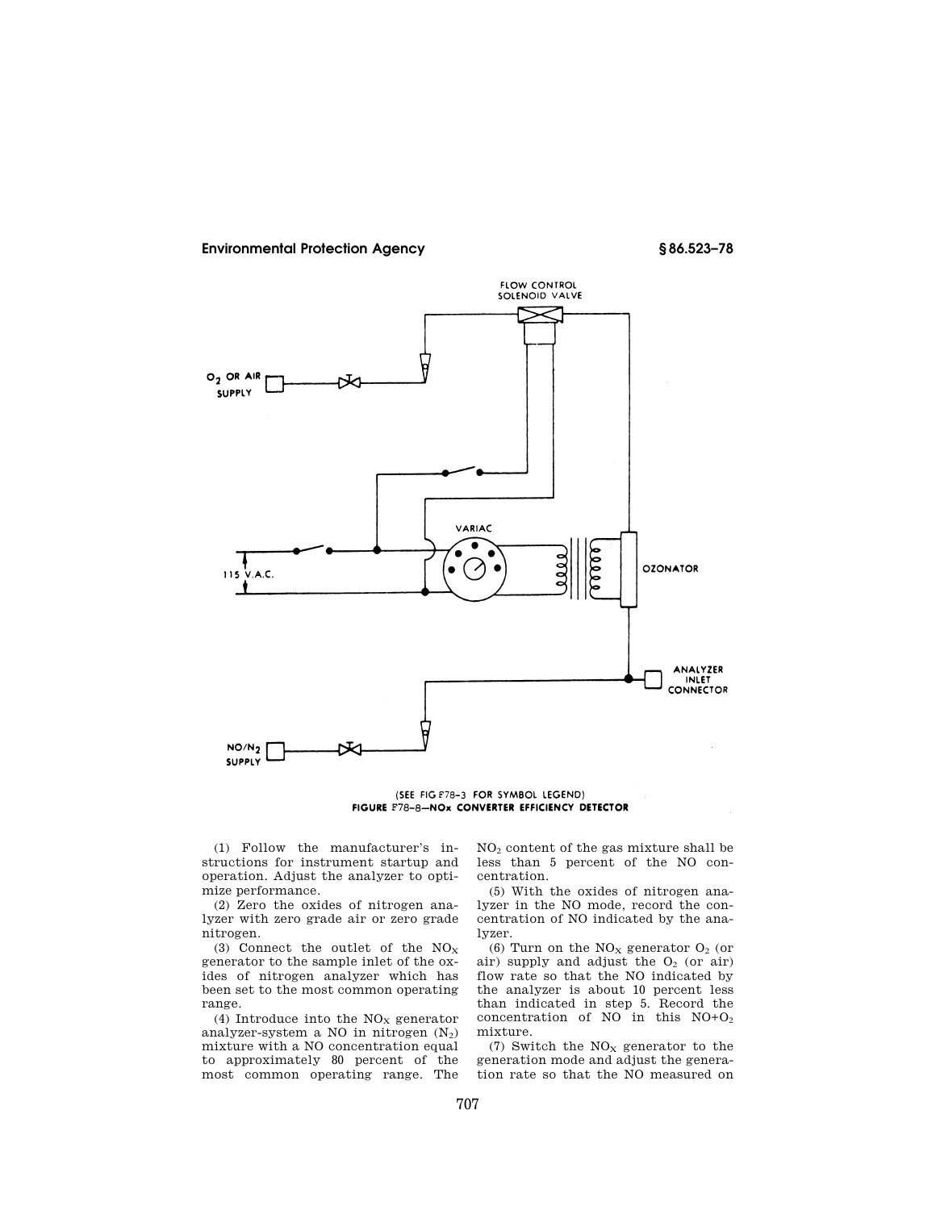(SEE FIG F78–3 FOR SYMBOL LEGEND)

FIGURE F78–8—$NO_x$ CONVERTER EFFICIENCY DETECTOR

(1) Follow the manufacturer's instructions for instrument startup and operation. Adjust the analyzer to optimize performance.

(2) Zero the oxides of nitrogen analyzer with zero grade air or zero grade nitrogen.

(3) Connect the outlet of the $NO_X$ generator to the sample inlet of the oxides of nitrogen analyzer which has been set to the most common operating range.

(4) Introduce into the $NO_X$ generator analyzer-system a NO in nitrogen ($N_2$) mixture with a NO concentration equal to approximately 80 percent of the most common operating range. The $NO_2$ content of the gas mixture shall be less than 5 percent of the NO concentration.

(5) With the oxides of nitrogen analyzer in the NO mode, record the concentration of NO indicated by the analyzer.

(6) Turn on the $NO_X$ generator $O_2$ (or air) supply and adjust the $O_2$ (or air) flow rate so that the NO indicated by the analyzer is about 10 percent less than indicated in step 5. Record the concentration of NO in this $NO+O_2$ mixture.

(7) Switch the $NO_X$ generator to the generation mode and adjust the generation rate so that the NO measured on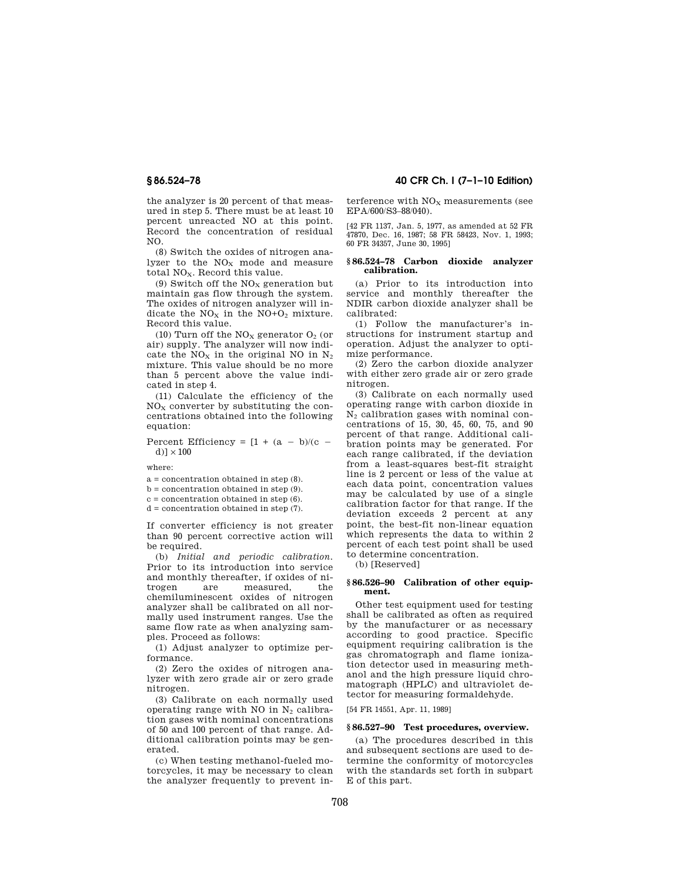the analyzer is 20 percent of that measured in step 5. There must be at least 10 percent unreacted NO at this point. Record the concentration of residual NO.

(8) Switch the oxides of nitrogen analyzer to the $NO_X$ mode and measure total $NO_X$. Record this value.

(9) Switch off the $NO_X$ generation but maintain gas flow through the system. The oxides of nitrogen analyzer will indicate the $NO_X$ in the $NO+O_2$ mixture. Record this value.

(10) Turn off the $NO_X$ generator $O_2$ (or air) supply. The analyzer will now indicate the $NO_X$ in the original NO in $N_2$ mixture. This value should be no more than 5 percent above the value indicated in step 4.

(11) Calculate the efficiency of the $NO_X$ converter by substituting the concentrations obtained into the following equation:

$$\text{Percent Efficiency} = [1 + (a - b)/(c - d)] \times 100$$

where:

a = concentration obtained in step (8).
b = concentration obtained in step (9).
c = concentration obtained in step (6).
d = concentration obtained in step (7).

If converter efficiency is not greater than 90 percent corrective action will be required.

(b) *Initial and periodic calibration*. Prior to its introduction into service and monthly thereafter, if oxides of nitrogen are measured, the chemiluminescent oxides of nitrogen analyzer shall be calibrated on all normally used instrument ranges. Use the same flow rate as when analyzing samples. Proceed as follows:

(1) Adjust analyzer to optimize performance.

(2) Zero the oxides of nitrogen analyzer with zero grade air or zero grade nitrogen.

(3) Calibrate on each normally used operating range with NO in $N_2$ calibration gases with nominal concentrations of 50 and 100 percent of that range. Additional calibration points may be generated.

(c) When testing methanol-fueled motorcycles, it may be necessary to clean the analyzer frequently to prevent interference with $NO_X$ measurements (see EPA/600/S3–88/040).

[42 FR 1137, Jan. 5, 1977, as amended at 52 FR 47870, Dec. 16, 1987; 58 FR 58423, Nov. 1, 1993; 60 FR 34357, June 30, 1995]

### § 86.524–78 Carbon dioxide analyzer calibration.

(a) Prior to its introduction into service and monthly thereafter the NDIR carbon dioxide analyzer shall be calibrated:

(1) Follow the manufacturer's instructions for instrument startup and operation. Adjust the analyzer to optimize performance.

(2) Zero the carbon dioxide analyzer with either zero grade air or zero grade nitrogen.

(3) Calibrate on each normally used operating range with carbon dioxide in $N_2$ calibration gases with nominal concentrations of 15, 30, 45, 60, 75, and 90 percent of that range. Additional calibration points may be generated. For each range calibrated, if the deviation from a least-squares best-fit straight line is 2 percent or less of the value at each data point, concentration values may be calculated by use of a single calibration factor for that range. If the deviation exceeds 2 percent at any point, the best-fit non-linear equation which represents the data to within 2 percent of each test point shall be used to determine concentration.

(b) [Reserved]

### § 86.526–90 Calibration of other equipment.

Other test equipment used for testing shall be calibrated as often as required by the manufacturer or as necessary according to good practice. Specific equipment requiring calibration is the gas chromatograph and flame ionization detector used in measuring methanol and the high pressure liquid chromatograph (HPLC) and ultraviolet detector for measuring formaldehyde.

[54 FR 14551, Apr. 11, 1989]

### § 86.527–90 Test procedures, overview.

(a) The procedures described in this and subsequent sections are used to determine the conformity of motorcycles with the standards set forth in subpart E of this part.